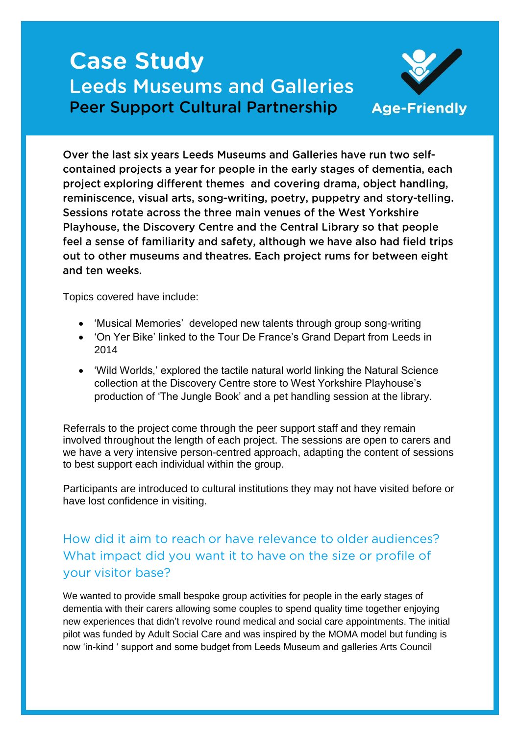# Case Study

## Leeds Museums and Galleries

### Peer Support Cultural Partnership

Age-Friendly

**Over the last six years Leeds Museums and Galleries have run two self-contained projects a year for people in the early stages of dementia, each project exploring different themes and covering drama, object handling, reminiscence, visual arts, song-writing, poetry, puppetry and story-telling. Sessions rotate across the three main venues of the West Yorkshire Playhouse, the Discovery Centre and the Central Library so that people feel a sense of familiarity and safety, although we have also had field trips out to other museums and theatres. Each project rums for between eight and ten weeks.**

Topics covered have include:

- 'Musical Memories' developed new talents through group song-writing
- 'On Yer Bike' linked to the Tour De France's Grand Depart from Leeds in 2014
- 'Wild Worlds,' explored the tactile natural world linking the Natural Science collection at the Discovery Centre store to West Yorkshire Playhouse's production of 'The Jungle Book' and a pet handling session at the library.

Referrals to the project come through the peer support staff and they remain involved throughout the length of each project. The sessions are open to carers and we have a very intensive person-centred approach, adapting the content of sessions to best support each individual within the group.

Participants are introduced to cultural institutions they may not have visited before or have lost confidence in visiting.

## How did it aim to reach or have relevance to older audiences? What impact did you want it to have on the size or profile of your visitor base?

We wanted to provide small bespoke group activities for people in the early stages of dementia with their carers allowing some couples to spend quality time together enjoying new experiences that didn't revolve round medical and social care appointments. The initial pilot was funded by Adult Social Care and was inspired by the MOMA model but funding is now 'in-kind ' support and some budget from Leeds Museum and galleries Arts Council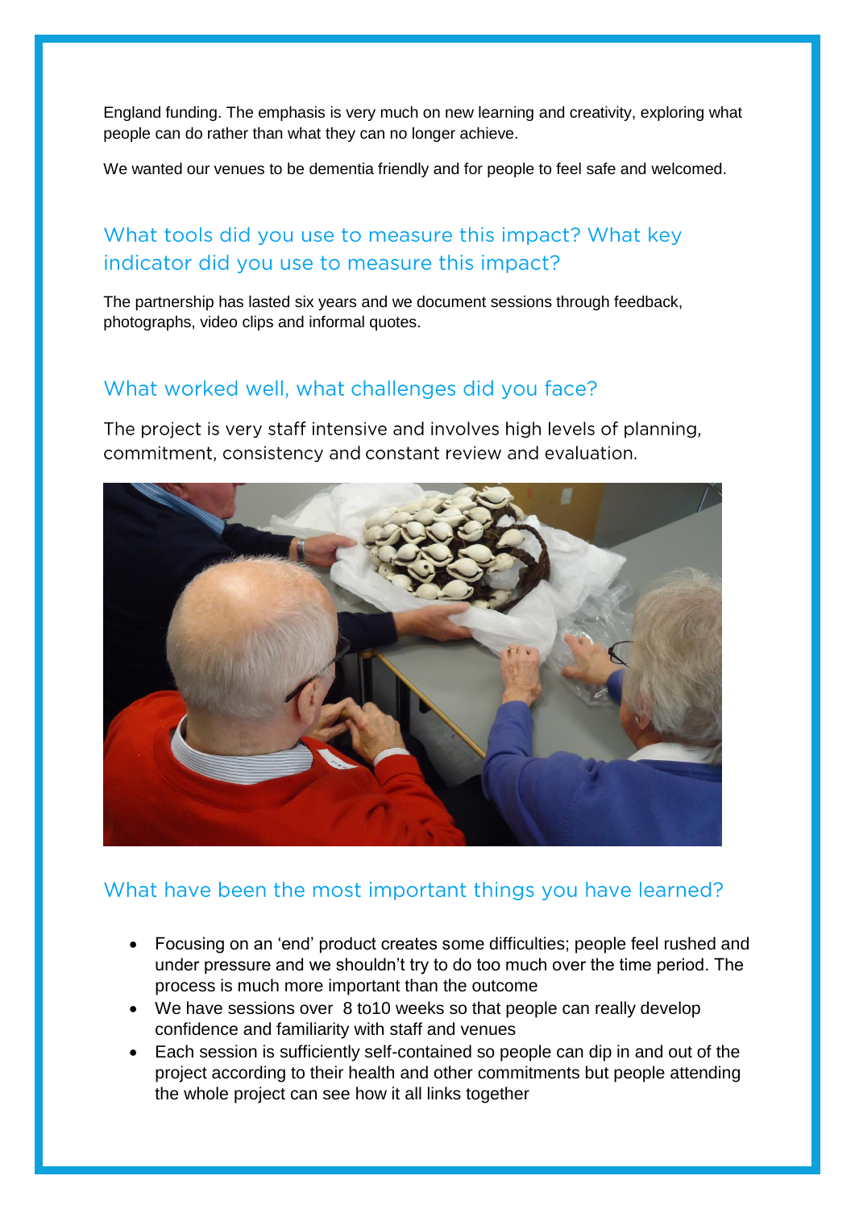England funding. The emphasis is very much on new learning and creativity, exploring what people can do rather than what they can no longer achieve.

We wanted our venues to be dementia friendly and for people to feel safe and welcomed.

## What tools did you use to measure this impact? What key indicator did you use to measure this impact?

The partnership has lasted six years and we document sessions through feedback, photographs, video clips and informal quotes.

## What worked well, what challenges did you face?

The project is very staff intensive and involves high levels of planning, commitment, consistency and constant review and evaluation.

## What have been the most important things you have learned?

- Focusing on an 'end' product creates some difficulties; people feel rushed and under pressure and we shouldn't try to do too much over the time period. The process is much more important than the outcome
- We have sessions over 8 to10 weeks so that people can really develop confidence and familiarity with staff and venues
- Each session is sufficiently self-contained so people can dip in and out of the project according to their health and other commitments but people attending the whole project can see how it all links together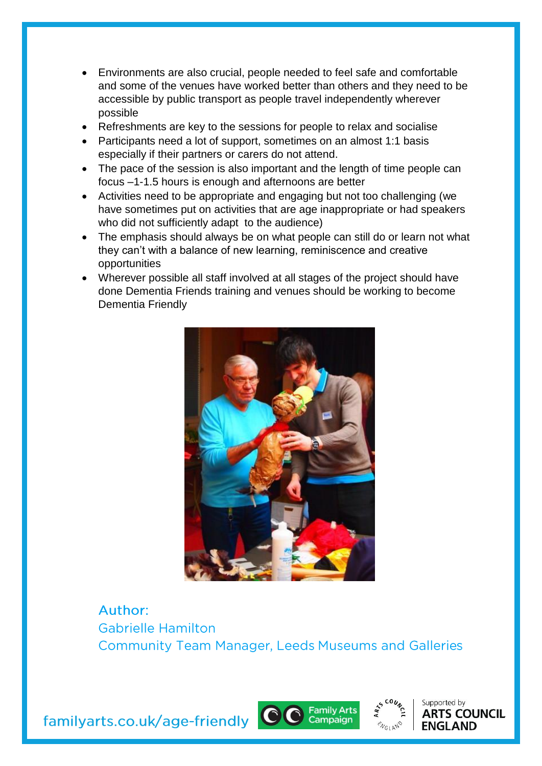- Environments are also crucial, people needed to feel safe and comfortable and some of the venues have worked better than others and they need to be accessible by public transport as people travel independently wherever possible
- Refreshments are key to the sessions for people to relax and socialise
- Participants need a lot of support, sometimes on an almost 1:1 basis especially if their partners or carers do not attend.
- The pace of the session is also important and the length of time people can focus –1-1.5 hours is enough and afternoons are better
- Activities need to be appropriate and engaging but not too challenging (we have sometimes put on activities that are age inappropriate or had speakers who did not sufficiently adapt to the audience)
- The emphasis should always be on what people can still do or learn not what they can't with a balance of new learning, reminiscence and creative opportunities
- Wherever possible all staff involved at all stages of the project should have done Dementia Friends training and venues should be working to become Dementia Friendly

Author:
Gabrielle Hamilton
Community Team Manager, Leeds Museums and Galleries

familyarts.co.uk/age-friendly

Family Arts Campaign

Supported by ARTS COUNCIL ENGLAND